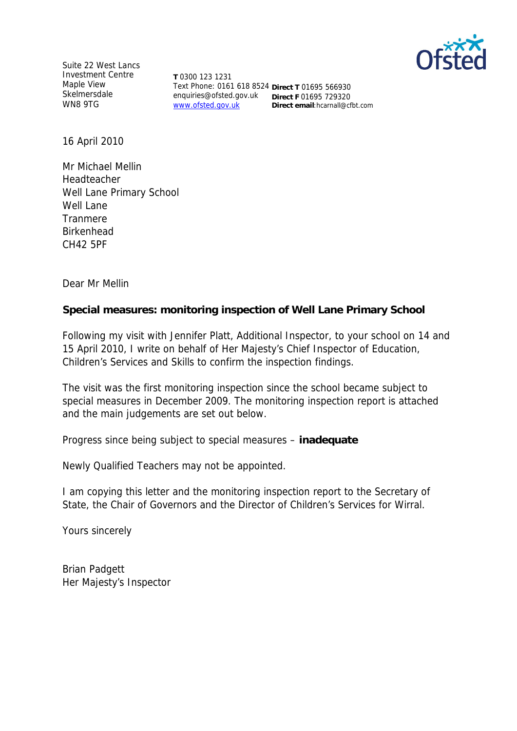Suite 22 West Lancs Investment Centre
Maple View
Skelmersdale
WN8 9TG

**T** 0300 123 1231
Text Phone: 0161 618 8524
enquiries@ofsted.gov.uk
www.ofsted.gov.uk

**Direct T** 01695 566930
**Direct F** 01695 729320
**Direct email**:hcarnall@cfbt.com

16 April 2010

Mr Michael Mellin
Headteacher
Well Lane Primary School
Well Lane
Tranmere
Birkenhead
CH42 5PF

Dear Mr Mellin

**Special measures: monitoring inspection of Well Lane Primary School**

Following my visit with Jennifer Platt, Additional Inspector, to your school on 14 and 15 April 2010, I write on behalf of Her Majesty's Chief Inspector of Education, Children's Services and Skills to confirm the inspection findings.

The visit was the first monitoring inspection since the school became subject to special measures in December 2009. The monitoring inspection report is attached and the main judgements are set out below.

Progress since being subject to special measures – **inadequate**

Newly Qualified Teachers may not be appointed.

I am copying this letter and the monitoring inspection report to the Secretary of State, the Chair of Governors and the Director of Children's Services for Wirral.

Yours sincerely

Brian Padgett
Her Majesty's Inspector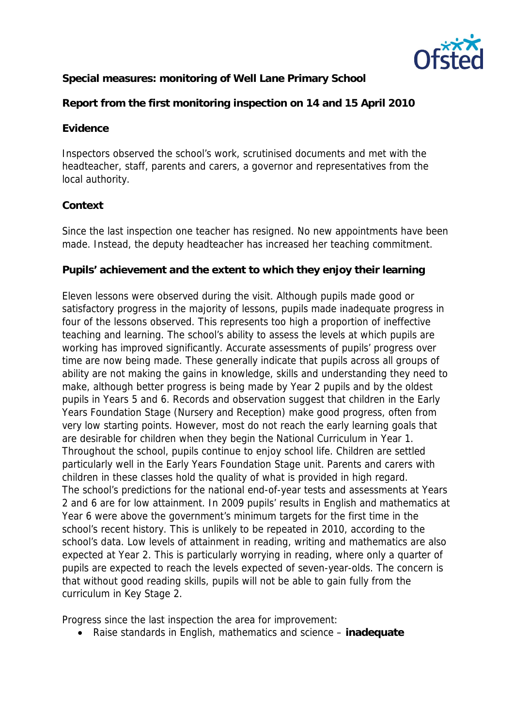**Special measures: monitoring of Well Lane Primary School**

**Report from the first monitoring inspection on 14 and 15 April 2010**

**Evidence**

Inspectors observed the school's work, scrutinised documents and met with the headteacher, staff, parents and carers, a governor and representatives from the local authority.

**Context**

Since the last inspection one teacher has resigned. No new appointments have been made. Instead, the deputy headteacher has increased her teaching commitment.

**Pupils' achievement and the extent to which they enjoy their learning**

Eleven lessons were observed during the visit. Although pupils made good or satisfactory progress in the majority of lessons, pupils made inadequate progress in four of the lessons observed. This represents too high a proportion of ineffective teaching and learning. The school's ability to assess the levels at which pupils are working has improved significantly. Accurate assessments of pupils' progress over time are now being made. These generally indicate that pupils across all groups of ability are not making the gains in knowledge, skills and understanding they need to make, although better progress is being made by Year 2 pupils and by the oldest pupils in Years 5 and 6. Records and observation suggest that children in the Early Years Foundation Stage (Nursery and Reception) make good progress, often from very low starting points. However, most do not reach the early learning goals that are desirable for children when they begin the National Curriculum in Year 1. Throughout the school, pupils continue to enjoy school life. Children are settled particularly well in the Early Years Foundation Stage unit. Parents and carers with children in these classes hold the quality of what is provided in high regard. The school's predictions for the national end-of-year tests and assessments at Years 2 and 6 are for low attainment. In 2009 pupils' results in English and mathematics at Year 6 were above the government's minimum targets for the first time in the school's recent history. This is unlikely to be repeated in 2010, according to the school's data. Low levels of attainment in reading, writing and mathematics are also expected at Year 2. This is particularly worrying in reading, where only a quarter of pupils are expected to reach the levels expected of seven-year-olds. The concern is that without good reading skills, pupils will not be able to gain fully from the curriculum in Key Stage 2.

Progress since the last inspection the area for improvement:

- Raise standards in English, mathematics and science – **inadequate**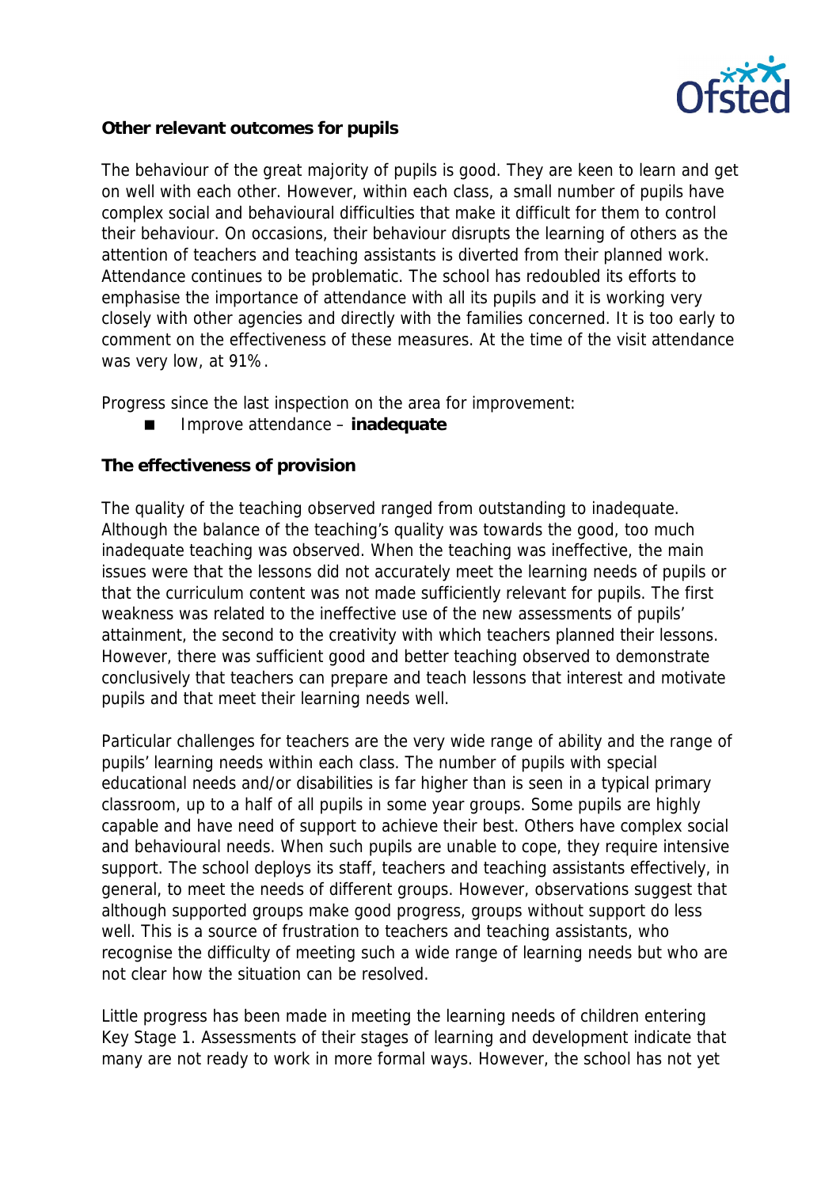**Other relevant outcomes for pupils**

The behaviour of the great majority of pupils is good. They are keen to learn and get on well with each other. However, within each class, a small number of pupils have complex social and behavioural difficulties that make it difficult for them to control their behaviour. On occasions, their behaviour disrupts the learning of others as the attention of teachers and teaching assistants is diverted from their planned work. Attendance continues to be problematic. The school has redoubled its efforts to emphasise the importance of attendance with all its pupils and it is working very closely with other agencies and directly with the families concerned. It is too early to comment on the effectiveness of these measures. At the time of the visit attendance was very low, at 91%.

Progress since the last inspection on the area for improvement:

- Improve attendance – **inadequate**

**The effectiveness of provision**

The quality of the teaching observed ranged from outstanding to inadequate. Although the balance of the teaching's quality was towards the good, too much inadequate teaching was observed. When the teaching was ineffective, the main issues were that the lessons did not accurately meet the learning needs of pupils or that the curriculum content was not made sufficiently relevant for pupils. The first weakness was related to the ineffective use of the new assessments of pupils' attainment, the second to the creativity with which teachers planned their lessons. However, there was sufficient good and better teaching observed to demonstrate conclusively that teachers can prepare and teach lessons that interest and motivate pupils and that meet their learning needs well.

Particular challenges for teachers are the very wide range of ability and the range of pupils' learning needs within each class. The number of pupils with special educational needs and/or disabilities is far higher than is seen in a typical primary classroom, up to a half of all pupils in some year groups. Some pupils are highly capable and have need of support to achieve their best. Others have complex social and behavioural needs. When such pupils are unable to cope, they require intensive support. The school deploys its staff, teachers and teaching assistants effectively, in general, to meet the needs of different groups. However, observations suggest that although supported groups make good progress, groups without support do less well. This is a source of frustration to teachers and teaching assistants, who recognise the difficulty of meeting such a wide range of learning needs but who are not clear how the situation can be resolved.

Little progress has been made in meeting the learning needs of children entering Key Stage 1. Assessments of their stages of learning and development indicate that many are not ready to work in more formal ways. However, the school has not yet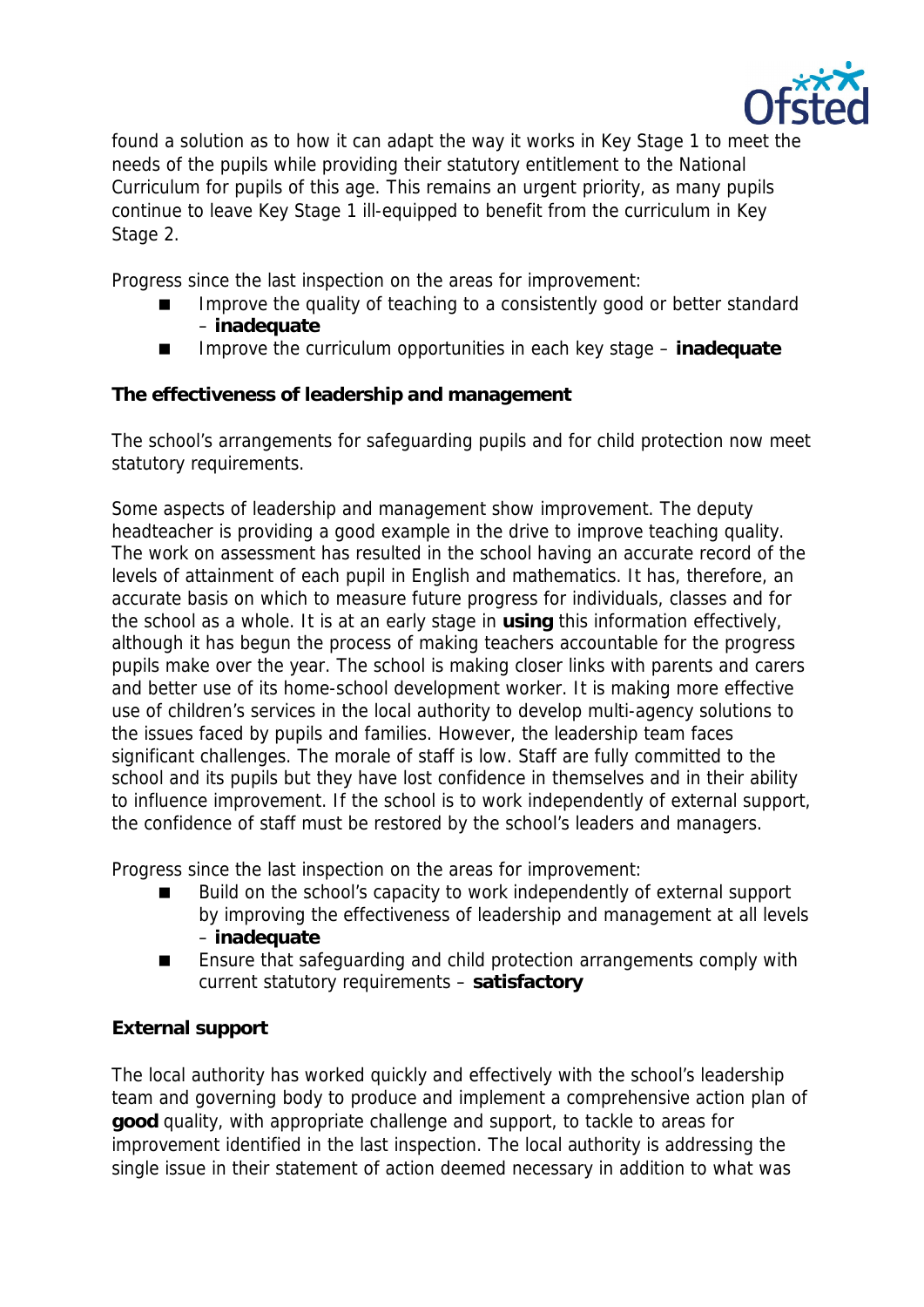found a solution as to how it can adapt the way it works in Key Stage 1 to meet the needs of the pupils while providing their statutory entitlement to the National Curriculum for pupils of this age. This remains an urgent priority, as many pupils continue to leave Key Stage 1 ill-equipped to benefit from the curriculum in Key Stage 2.

Progress since the last inspection on the areas for improvement:

- Improve the quality of teaching to a consistently good or better standard – **inadequate**
- Improve the curriculum opportunities in each key stage – **inadequate**

**The effectiveness of leadership and management**

The school's arrangements for safeguarding pupils and for child protection now meet statutory requirements.

Some aspects of leadership and management show improvement. The deputy headteacher is providing a good example in the drive to improve teaching quality. The work on assessment has resulted in the school having an accurate record of the levels of attainment of each pupil in English and mathematics. It has, therefore, an accurate basis on which to measure future progress for individuals, classes and for the school as a whole. It is at an early stage in **using** this information effectively, although it has begun the process of making teachers accountable for the progress pupils make over the year. The school is making closer links with parents and carers and better use of its home-school development worker. It is making more effective use of children's services in the local authority to develop multi-agency solutions to the issues faced by pupils and families. However, the leadership team faces significant challenges. The morale of staff is low. Staff are fully committed to the school and its pupils but they have lost confidence in themselves and in their ability to influence improvement. If the school is to work independently of external support, the confidence of staff must be restored by the school's leaders and managers.

Progress since the last inspection on the areas for improvement:

- Build on the school's capacity to work independently of external support by improving the effectiveness of leadership and management at all levels – **inadequate**
- Ensure that safeguarding and child protection arrangements comply with current statutory requirements – **satisfactory**

**External support**

The local authority has worked quickly and effectively with the school's leadership team and governing body to produce and implement a comprehensive action plan of **good** quality, with appropriate challenge and support, to tackle to areas for improvement identified in the last inspection. The local authority is addressing the single issue in their statement of action deemed necessary in addition to what was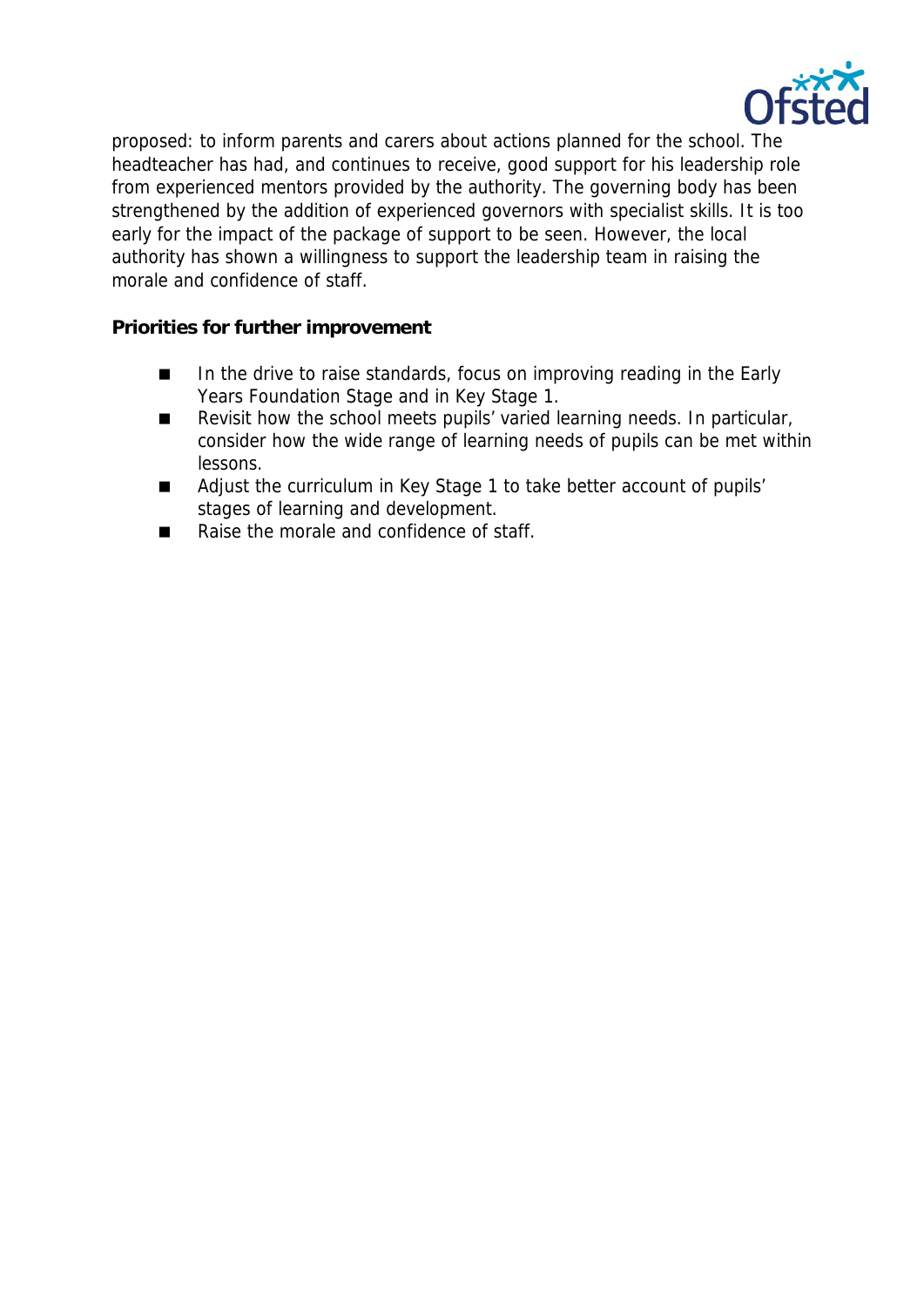proposed: to inform parents and carers about actions planned for the school. The headteacher has had, and continues to receive, good support for his leadership role from experienced mentors provided by the authority. The governing body has been strengthened by the addition of experienced governors with specialist skills. It is too early for the impact of the package of support to be seen. However, the local authority has shown a willingness to support the leadership team in raising the morale and confidence of staff.

**Priorities for further improvement**

- In the drive to raise standards, focus on improving reading in the Early Years Foundation Stage and in Key Stage 1.
- Revisit how the school meets pupils' varied learning needs. In particular, consider how the wide range of learning needs of pupils can be met within lessons.
- Adjust the curriculum in Key Stage 1 to take better account of pupils' stages of learning and development.
- Raise the morale and confidence of staff.